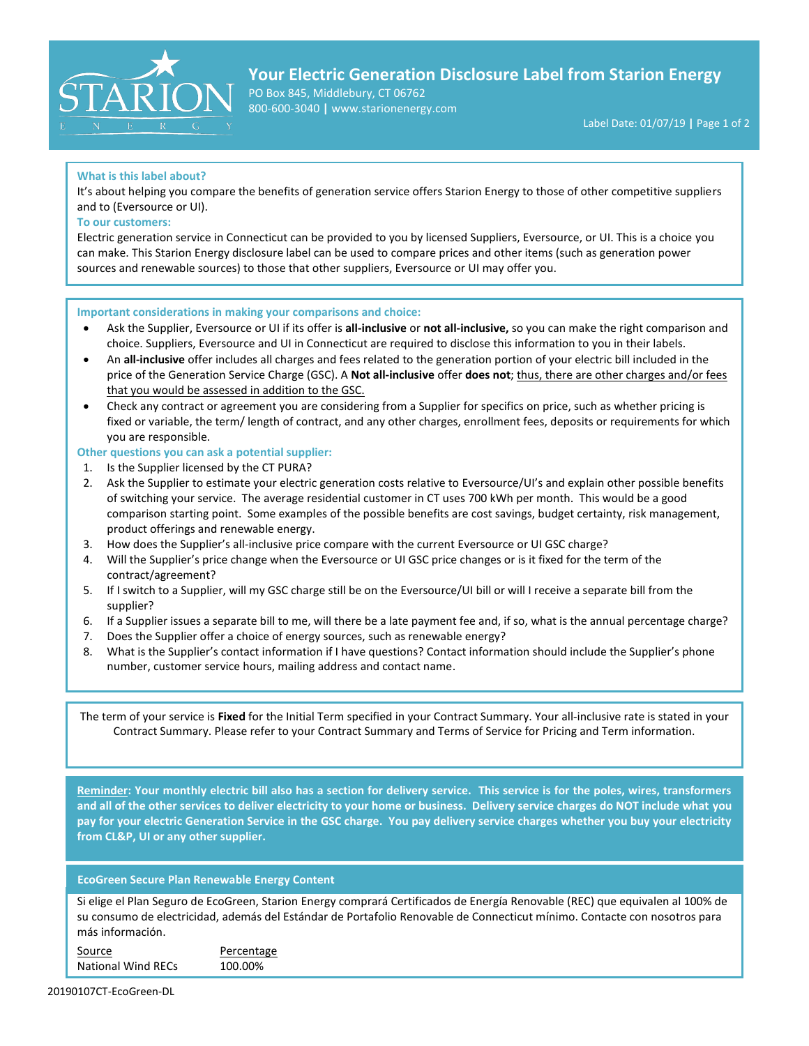# Your Electric Generation Disclosure Label from Starion Energy

PO Box 845, Middlebury, CT 06762
800-600-3040 | www.starionenergy.com

Label Date: 01/07/19

**What is this label about?**

It's about helping you compare the benefits of generation service offers Starion Energy to those of other competitive suppliers and to (Eversource or UI).

**To our customers:**

Electric generation service in Connecticut can be provided to you by licensed Suppliers, Eversource, or UI. This is a choice you can make. This Starion Energy disclosure label can be used to compare prices and other items (such as generation power sources and renewable sources) to those that other suppliers, Eversource or UI may offer you.

**Important considerations in making your comparisons and choice:**

- Ask the Supplier, Eversource or UI if its offer is **all-inclusive** or **not all-inclusive,** so you can make the right comparison and choice. Suppliers, Eversource and UI in Connecticut are required to disclose this information to you in their labels.
- An **all-inclusive** offer includes all charges and fees related to the generation portion of your electric bill included in the price of the Generation Service Charge (GSC). A **Not all-inclusive** offer **does not**; thus, there are other charges and/or fees that you would be assessed in addition to the GSC.
- Check any contract or agreement you are considering from a Supplier for specifics on price, such as whether pricing is fixed or variable, the term/ length of contract, and any other charges, enrollment fees, deposits or requirements for which you are responsible.

**Other questions you can ask a potential supplier:**

1. Is the Supplier licensed by the CT PURA?
2. Ask the Supplier to estimate your electric generation costs relative to Eversource/UI's and explain other possible benefits of switching your service. The average residential customer in CT uses 700 kWh per month. This would be a good comparison starting point. Some examples of the possible benefits are cost savings, budget certainty, risk management, product offerings and renewable energy.
3. How does the Supplier's all-inclusive price compare with the current Eversource or UI GSC charge?
4. Will the Supplier's price change when the Eversource or UI GSC price changes or is it fixed for the term of the contract/agreement?
5. If I switch to a Supplier, will my GSC charge still be on the Eversource/UI bill or will I receive a separate bill from the supplier?
6. If a Supplier issues a separate bill to me, will there be a late payment fee and, if so, what is the annual percentage charge?
7. Does the Supplier offer a choice of energy sources, such as renewable energy?
8. What is the Supplier's contact information if I have questions? Contact information should include the Supplier's phone number, customer service hours, mailing address and contact name.

The term of your service is **Fixed** for the Initial Term specified in your Contract Summary. Your all-inclusive rate is stated in your Contract Summary. Please refer to your Contract Summary and Terms of Service for Pricing and Term information.

**Reminder: Your monthly electric bill also has a section for delivery service. This service is for the poles, wires, transformers and all of the other services to deliver electricity to your home or business. Delivery service charges do NOT include what you pay for your electric Generation Service in the GSC charge. You pay delivery service charges whether you buy your electricity from CL&P, UI or any other supplier.**

**EcoGreen Secure Plan Renewable Energy Content**

Si elige el Plan Seguro de EcoGreen, Starion Energy comprará Certificados de Energía Renovable (REC) que equivalen al 100% de su consumo de electricidad, además del Estándar de Portafolio Renovable de Connecticut mínimo. Contacte con nosotros para más información.

| Source | Percentage |
|---|---|
| National Wind RECs | 100.00% |

20190107CT-EcoGreen-DL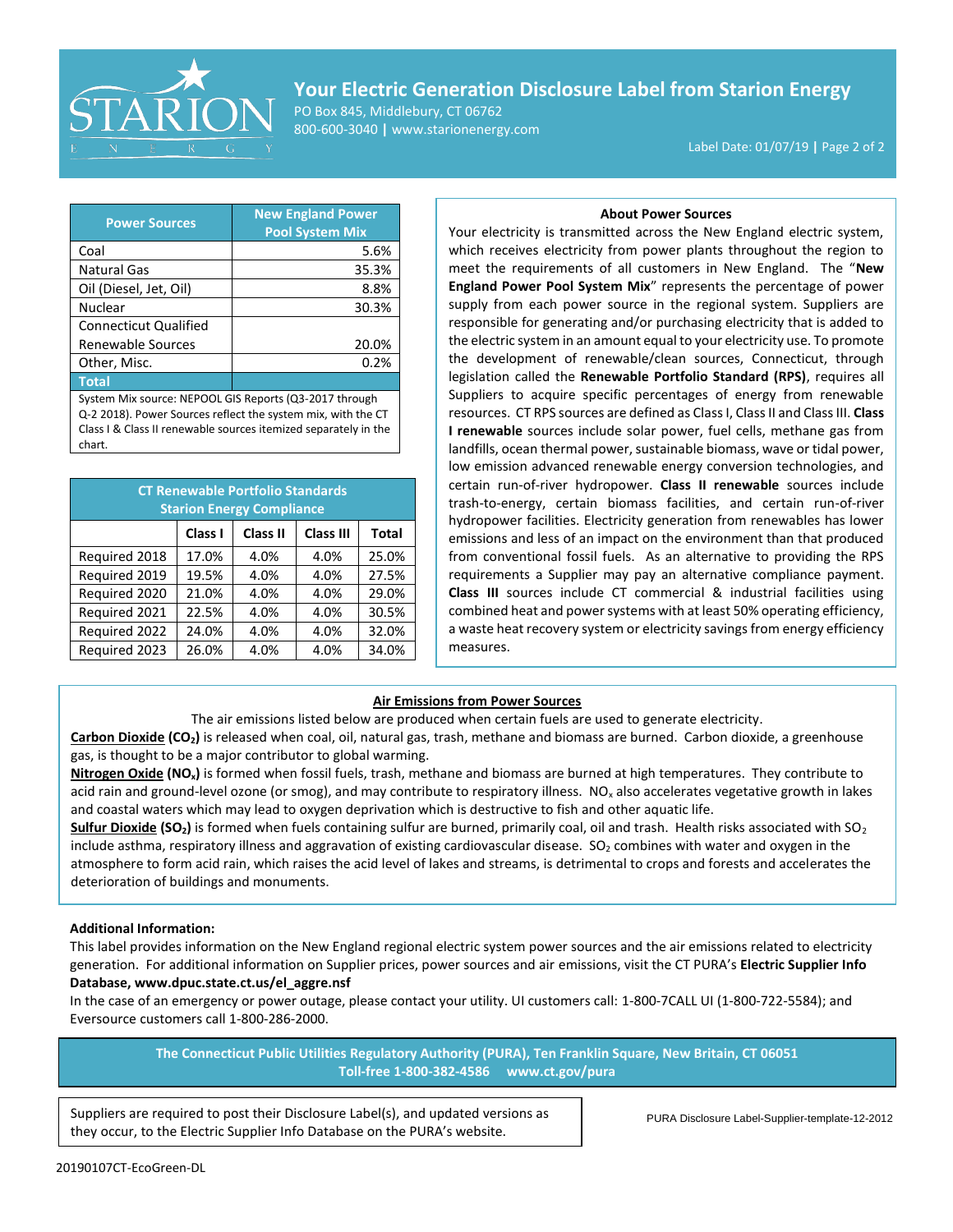# Your Electric Generation Disclosure Label from Starion Energy

PO Box 845, Middlebury, CT 06762
800-600-3040 | www.starionenergy.com

Label Date: 01/07/19

| Power Sources | New England Power Pool System Mix |
|---|---|
| Coal | 5.6% |
| Natural Gas | 35.3% |
| Oil (Diesel, Jet, Oil) | 8.8% |
| Nuclear | 30.3% |
| Connecticut Qualified Renewable Sources | 20.0% |
| Other, Misc. | 0.2% |
| **Total** | |

System Mix source: NEPOOL GIS Reports (Q3-2017 through Q-2 2018). Power Sources reflect the system mix, with the CT Class I & Class II renewable sources itemized separately in the chart.

**CT Renewable Portfolio Standards Starion Energy Compliance**

| | Class I | Class II | Class III | Total |
|---|---|---|---|---|
| Required 2018 | 17.0% | 4.0% | 4.0% | 25.0% |
| Required 2019 | 19.5% | 4.0% | 4.0% | 27.5% |
| Required 2020 | 21.0% | 4.0% | 4.0% | 29.0% |
| Required 2021 | 22.5% | 4.0% | 4.0% | 30.5% |
| Required 2022 | 24.0% | 4.0% | 4.0% | 32.0% |
| Required 2023 | 26.0% | 4.0% | 4.0% | 34.0% |

### About Power Sources

Your electricity is transmitted across the New England electric system, which receives electricity from power plants throughout the region to meet the requirements of all customers in New England. The "**New England Power Pool System Mix**" represents the percentage of power supply from each power source in the regional system. Suppliers are responsible for generating and/or purchasing electricity that is added to the electric system in an amount equal to your electricity use. To promote the development of renewable/clean sources, Connecticut, through legislation called the **Renewable Portfolio Standard (RPS)**, requires all Suppliers to acquire specific percentages of energy from renewable resources. CT RPS sources are defined as Class I, Class II and Class III. **Class I renewable** sources include solar power, fuel cells, methane gas from landfills, ocean thermal power, sustainable biomass, wave or tidal power, low emission advanced renewable energy conversion technologies, and certain run-of-river hydropower. **Class II renewable** sources include trash-to-energy, certain biomass facilities, and certain run-of-river hydropower facilities. Electricity generation from renewables has lower emissions and less of an impact on the environment than that produced from conventional fossil fuels. As an alternative to providing the RPS requirements a Supplier may pay an alternative compliance payment. **Class III** sources include CT commercial & industrial facilities using combined heat and power systems with at least 50% operating efficiency, a waste heat recovery system or electricity savings from energy efficiency measures.

### Air Emissions from Power Sources

The air emissions listed below are produced when certain fuels are used to generate electricity.

**Carbon Dioxide ($CO_2$)** is released when coal, oil, natural gas, trash, methane and biomass are burned. Carbon dioxide, a greenhouse gas, is thought to be a major contributor to global warming.

**Nitrogen Oxide ($NO_x$)** is formed when fossil fuels, trash, methane and biomass are burned at high temperatures. They contribute to acid rain and ground-level ozone (or smog), and may contribute to respiratory illness. $NO_x$ also accelerates vegetative growth in lakes and coastal waters which may lead to oxygen deprivation which is destructive to fish and other aquatic life.

**Sulfur Dioxide ($SO_2$)** is formed when fuels containing sulfur are burned, primarily coal, oil and trash. Health risks associated with $SO_2$ include asthma, respiratory illness and aggravation of existing cardiovascular disease. $SO_2$ combines with water and oxygen in the atmosphere to form acid rain, which raises the acid level of lakes and streams, is detrimental to crops and forests and accelerates the deterioration of buildings and monuments.

**Additional Information:**

This label provides information on the New England regional electric system power sources and the air emissions related to electricity generation. For additional information on Supplier prices, power sources and air emissions, visit the CT PURA's **Electric Supplier Info Database, www.dpuc.state.ct.us/el_aggre.nsf**

In the case of an emergency or power outage, please contact your utility. UI customers call: 1-800-7CALL UI (1-800-722-5584); and Eversource customers call 1-800-286-2000.

**The Connecticut Public Utilities Regulatory Authority (PURA), Ten Franklin Square, New Britain, CT 06051**
**Toll-free 1-800-382-4586 www.ct.gov/pura**

Suppliers are required to post their Disclosure Label(s), and updated versions as they occur, to the Electric Supplier Info Database on the PURA's website.

PURA Disclosure Label-Supplier-template-12-2012

20190107CT-EcoGreen-DL